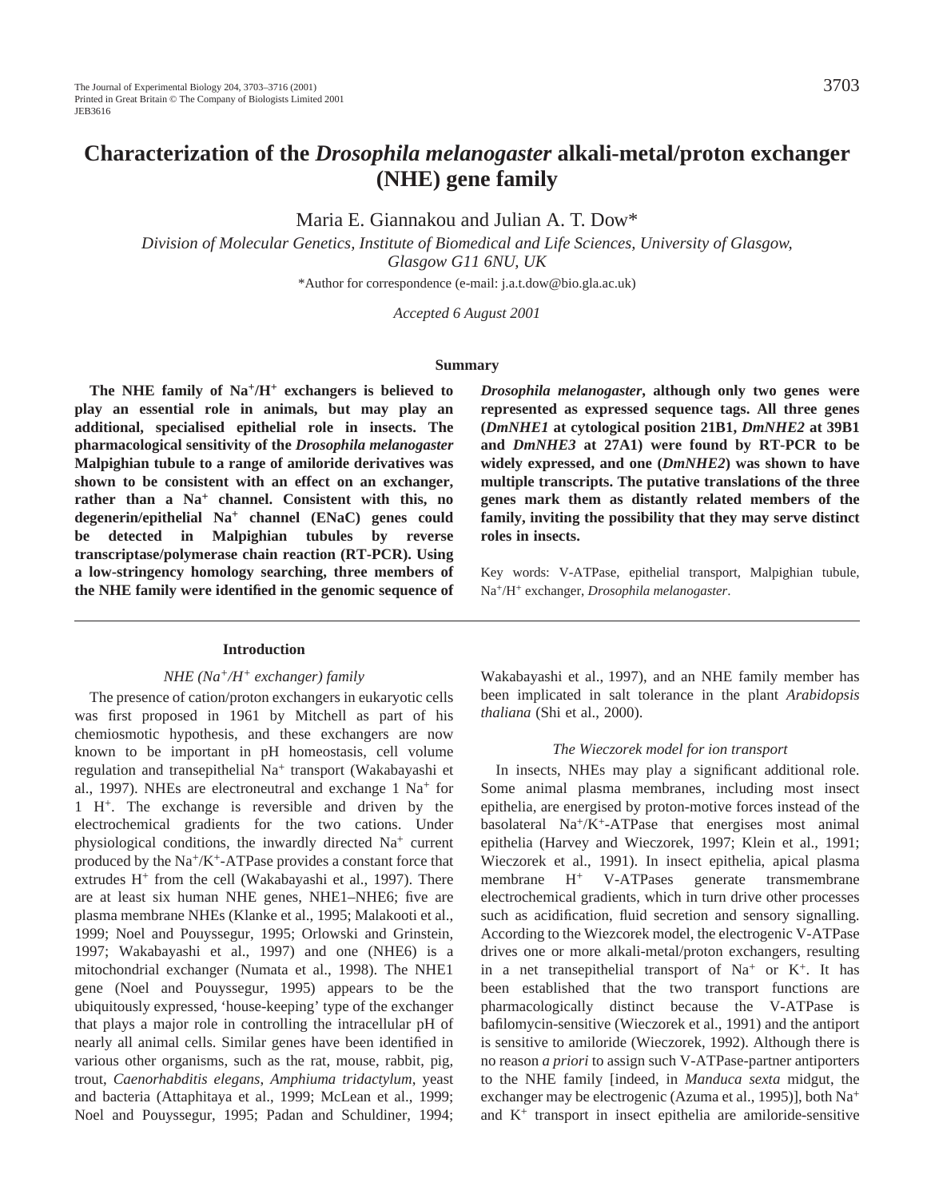#### Characterization of the *Drosophila melanogaster* alkali-metal/proton exchanger (NHE) gene family

Maria E. Giannakou and Julian A. T. Dow*

*Division of Molecular Genetics, Institute of Biomedical and Life Sciences, University of Glasgow, Glasgow G11 6NU, UK*

*Author for correspondence (e-mail: j.a.t.dow@bio.gla.ac.uk)

*Accepted 6 August 2001*

## Summary

**The NHE family of $Na^+/H^+$ exchangers is believed to play an essential role in animals, but may play an additional, specialised epithelial role in insects. The pharmacological sensitivity of the *Drosophila melanogaster* Malpighian tubule to a range of amiloride derivatives was shown to be consistent with an effect on an exchanger, rather than a $Na^+$ channel. Consistent with this, no degenerin/epithelial $Na^+$ channel (ENaC) genes could be detected in Malpighian tubules by reverse transcriptase/polymerase chain reaction (RT-PCR). Using a low-stringency homology searching, three members of the NHE family were identified in the genomic sequence of *Drosophila melanogaster*, although only two genes were represented as expressed sequence tags. All three genes (*DmNHE1* at cytological position 21B1, *DmNHE2* at 39B1 and *DmNHE3* at 27A1) were found by RT-PCR to be widely expressed, and one (*DmNHE2*) was shown to have multiple transcripts. The putative translations of the three genes mark them as distantly related members of the family, inviting the possibility that they may serve distinct roles in insects.**

Key words: V-ATPase, epithelial transport, Malpighian tubule, $Na^+/H^+$ exchanger, *Drosophila melanogaster*.

## Introduction

### *NHE ($Na^+/H^+$ exchanger) family*

The presence of cation/proton exchangers in eukaryotic cells was first proposed in 1961 by Mitchell as part of his chemiosmotic hypothesis, and these exchangers are now known to be important in pH homeostasis, cell volume regulation and transepithelial $Na^+$ transport (Wakabayashi et al., 1997). NHEs are electroneutral and exchange 1 $Na^+$ for 1 $H^+$. The exchange is reversible and driven by the electrochemical gradients for the two cations. Under physiological conditions, the inwardly directed $Na^+$ current produced by the $Na^+/K^+$-ATPase provides a constant force that extrudes $H^+$ from the cell (Wakabayashi et al., 1997). There are at least six human NHE genes, NHE1–NHE6; five are plasma membrane NHEs (Klanke et al., 1995; Malakooti et al., 1999; Noel and Pouyssegur, 1995; Orlowski and Grinstein, 1997; Wakabayashi et al., 1997) and one (NHE6) is a mitochondrial exchanger (Numata et al., 1998). The NHE1 gene (Noel and Pouyssegur, 1995) appears to be the ubiquitously expressed, 'house-keeping' type of the exchanger that plays a major role in controlling the intracellular pH of nearly all animal cells. Similar genes have been identified in various other organisms, such as the rat, mouse, rabbit, pig, trout, *Caenorhabditis elegans*, *Amphiuma tridactylum*, yeast and bacteria (Attaphitaya et al., 1999; McLean et al., 1999; Noel and Pouyssegur, 1995; Padan and Schuldiner, 1994; Wakabayashi et al., 1997), and an NHE family member has been implicated in salt tolerance in the plant *Arabidopsis thaliana* (Shi et al., 2000).

### *The Wieczorek model for ion transport*

In insects, NHEs may play a significant additional role. Some animal plasma membranes, including most insect epithelia, are energised by proton-motive forces instead of the basolateral $Na^+/K^+$-ATPase that energises most animal epithelia (Harvey and Wieczorek, 1997; Klein et al., 1991; Wieczorek et al., 1991). In insect epithelia, apical plasma membrane $H^+$ V-ATPases generate transmembrane electrochemical gradients, which in turn drive other processes such as acidification, fluid secretion and sensory signalling. According to the Wiezcorek model, the electrogenic V-ATPase drives one or more alkali-metal/proton exchangers, resulting in a net transepithelial transport of $Na^+$ or $K^+$. It has been established that the two transport functions are pharmacologically distinct because the V-ATPase is bafilomycin-sensitive (Wieczorek et al., 1991) and the antiport is sensitive to amiloride (Wieczorek, 1992). Although there is no reason *a priori* to assign such V-ATPase-partner antiporters to the NHE family [indeed, in *Manduca sexta* midgut, the exchanger may be electrogenic (Azuma et al., 1995)], both $Na^+$ and $K^+$ transport in insect epithelia are amiloride-sensitive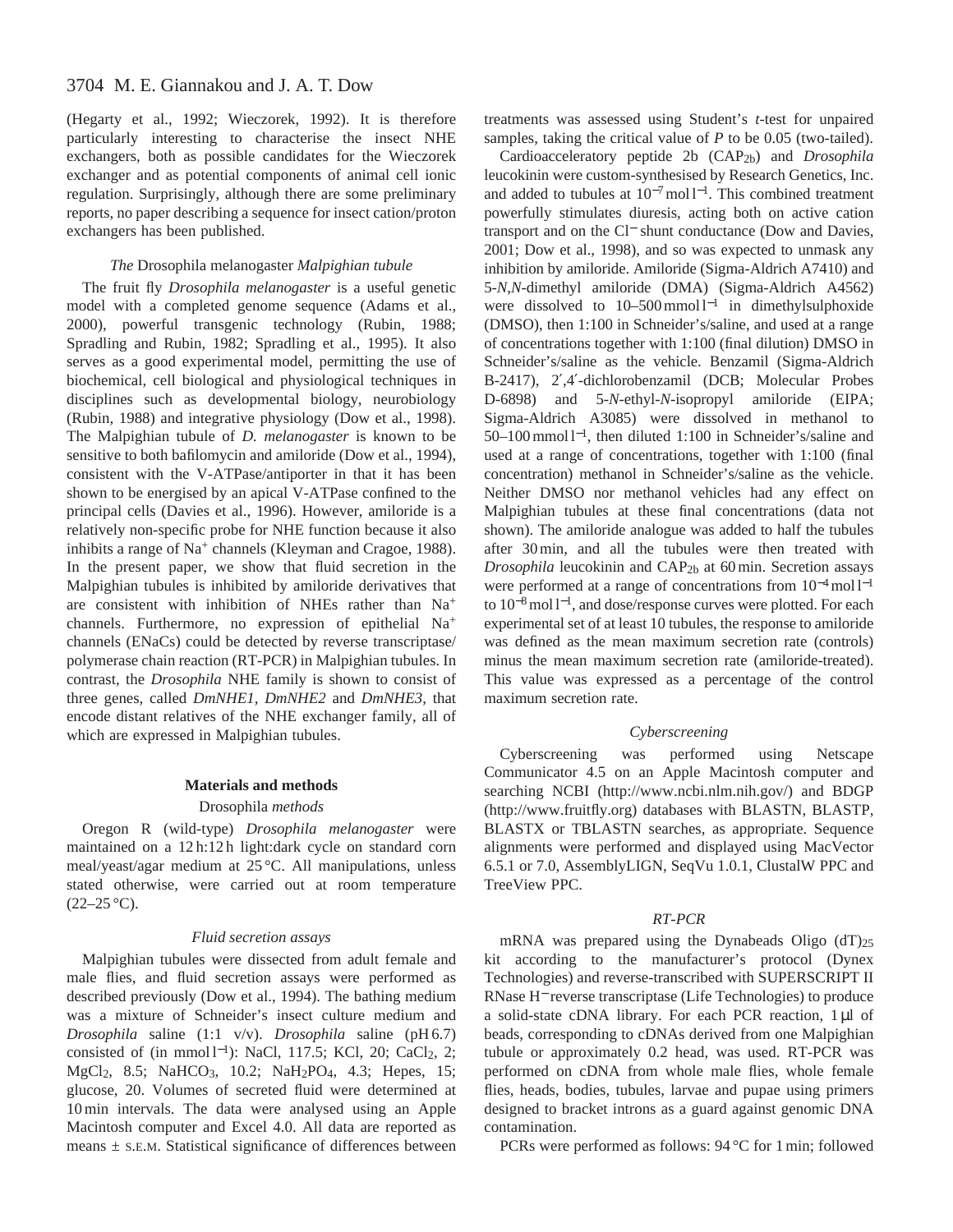(Hegarty et al., 1992; Wieczorek, 1992). It is therefore particularly interesting to characterise the insect NHE exchangers, both as possible candidates for the Wieczorek exchanger and as potential components of animal cell ionic regulation. Surprisingly, although there are some preliminary reports, no paper describing a sequence for insect cation/proton exchangers has been published.

### *The* Drosophila melanogaster *Malpighian tubule*

The fruit fly *Drosophila melanogaster* is a useful genetic model with a completed genome sequence (Adams et al., 2000), powerful transgenic technology (Rubin, 1988; Spradling and Rubin, 1982; Spradling et al., 1995). It also serves as a good experimental model, permitting the use of biochemical, cell biological and physiological techniques in disciplines such as developmental biology, neurobiology (Rubin, 1988) and integrative physiology (Dow et al., 1998). The Malpighian tubule of *D. melanogaster* is known to be sensitive to both bafilomycin and amiloride (Dow et al., 1994), consistent with the V-ATPase/antiporter in that it has been shown to be energised by an apical V-ATPase confined to the principal cells (Davies et al., 1996). However, amiloride is a relatively non-specific probe for NHE function because it also inhibits a range of $Na^+$ channels (Kleyman and Cragoe, 1988). In the present paper, we show that fluid secretion in the Malpighian tubules is inhibited by amiloride derivatives that are consistent with inhibition of NHEs rather than $Na^+$ channels. Furthermore, no expression of epithelial $Na^+$ channels (ENaCs) could be detected by reverse transcriptase/polymerase chain reaction (RT-PCR) in Malpighian tubules. In contrast, the *Drosophila* NHE family is shown to consist of three genes, called *DmNHE1*, *DmNHE2* and *DmNHE3*, that encode distant relatives of the NHE exchanger family, all of which are expressed in Malpighian tubules.

## Materials and methods

### Drosophila *methods*

Oregon R (wild-type) *Drosophila melanogaster* were maintained on a 12 h:12 h light:dark cycle on standard corn meal/yeast/agar medium at 25 °C. All manipulations, unless stated otherwise, were carried out at room temperature (22–25 °C).

### *Fluid secretion assays*

Malpighian tubules were dissected from adult female and male flies, and fluid secretion assays were performed as described previously (Dow et al., 1994). The bathing medium was a mixture of Schneider's insect culture medium and *Drosophila* saline (1:1 v/v). *Drosophila* saline (pH 6.7) consisted of (in mmol $l^{-1}$): NaCl, 117.5; KCl, 20; $CaCl_2$, 2; $MgCl_2$, 8.5; $NaHCO_3$, 10.2; $NaH_2PO_4$, 4.3; Hepes, 15; glucose, 20. Volumes of secreted fluid were determined at 10 min intervals. The data were analysed using an Apple Macintosh computer and Excel 4.0. All data are reported as means ± S.E.M. Statistical significance of differences between treatments was assessed using Student's *t*-test for unpaired samples, taking the critical value of *P* to be 0.05 (two-tailed).

Cardioacceleratory peptide 2b ($CAP_{2b}$) and *Drosophila* leucokinin were custom-synthesised by Research Genetics, Inc. and added to tubules at $10^{-7}$ mol $l^{-1}$. This combined treatment powerfully stimulates diuresis, acting both on active cation transport and on the $Cl^-$ shunt conductance (Dow and Davies, 2001; Dow et al., 1998), and so was expected to unmask any inhibition by amiloride. Amiloride (Sigma-Aldrich A7410) and 5-*N*,*N*-dimethyl amiloride (DMA) (Sigma-Aldrich A4562) were dissolved to 10–500 mmol $l^{-1}$ in dimethylsulphoxide (DMSO), then 1:100 in Schneider's/saline, and used at a range of concentrations together with 1:100 (final dilution) DMSO in Schneider's/saline as the vehicle. Benzamil (Sigma-Aldrich B-2417), 2′,4′-dichlorobenzamil (DCB; Molecular Probes D-6898) and 5-*N*-ethyl-*N*-isopropyl amiloride (EIPA; Sigma-Aldrich A3085) were dissolved in methanol to 50–100 mmol $l^{-1}$, then diluted 1:100 in Schneider's/saline and used at a range of concentrations, together with 1:100 (final concentration) methanol in Schneider's/saline as the vehicle. Neither DMSO nor methanol vehicles had any effect on Malpighian tubules at these final concentrations (data not shown). The amiloride analogue was added to half the tubules after 30 min, and all the tubules were then treated with *Drosophila* leucokinin and $CAP_{2b}$ at 60 min. Secretion assays were performed at a range of concentrations from $10^{-4}$ mol $l^{-1}$ to $10^{-8}$ mol $l^{-1}$, and dose/response curves were plotted. For each experimental set of at least 10 tubules, the response to amiloride was defined as the mean maximum secretion rate (controls) minus the mean maximum secretion rate (amiloride-treated). This value was expressed as a percentage of the control maximum secretion rate.

### *Cyberscreening*

Cyberscreening was performed using Netscape Communicator 4.5 on an Apple Macintosh computer and searching NCBI (http://www.ncbi.nlm.nih.gov/) and BDGP (http://www.fruitfly.org) databases with BLASTN, BLASTP, BLASTX or TBLASTN searches, as appropriate. Sequence alignments were performed and displayed using MacVector 6.5.1 or 7.0, AssemblyLIGN, SeqVu 1.0.1, ClustalW PPC and TreeView PPC.

### *RT-PCR*

mRNA was prepared using the Dynabeads Oligo $(dT)_{25}$ kit according to the manufacturer's protocol (Dynex Technologies) and reverse-transcribed with SUPERSCRIPT II RNase $H^-$ reverse transcriptase (Life Technologies) to produce a solid-state cDNA library. For each PCR reaction, 1 µl of beads, corresponding to cDNAs derived from one Malpighian tubule or approximately 0.2 head, was used. RT-PCR was performed on cDNA from whole male flies, whole female flies, heads, bodies, tubules, larvae and pupae using primers designed to bracket introns as a guard against genomic DNA contamination.

PCRs were performed as follows: 94 °C for 1 min; followed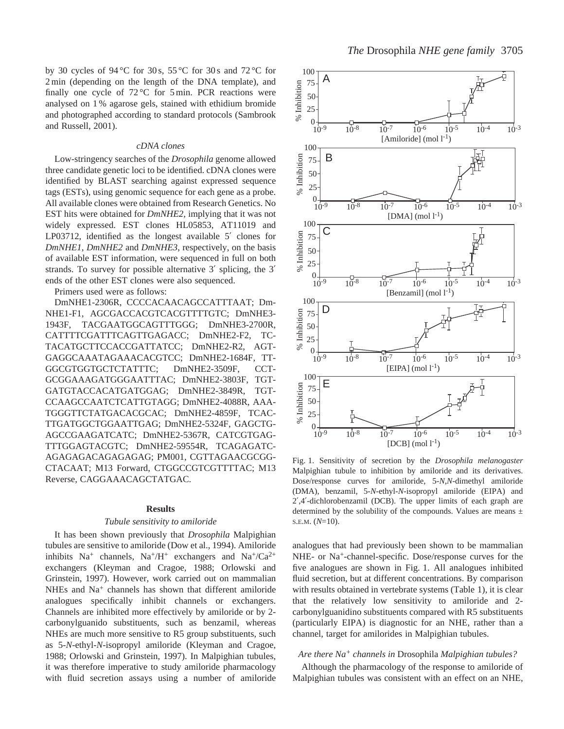by 30 cycles of 94 °C for 30 s, 55 °C for 30 s and 72 °C for 2 min (depending on the length of the DNA template), and finally one cycle of 72 °C for 5 min. PCR reactions were analysed on 1 % agarose gels, stained with ethidium bromide and photographed according to standard protocols (Sambrook and Russell, 2001).

### *cDNA clones*

Low-stringency searches of the *Drosophila* genome allowed three candidate genetic loci to be identified. cDNA clones were identified by BLAST searching against expressed sequence tags (ESTs), using genomic sequence for each gene as a probe. All available clones were obtained from Research Genetics. No EST hits were obtained for *DmNHE2*, implying that it was not widely expressed. EST clones HL05853, AT11019 and LP03712, identified as the longest available 5′ clones for *DmNHE1*, *DmNHE2* and *DmNHE3*, respectively, on the basis of available EST information, were sequenced in full on both strands. To survey for possible alternative 3′ splicing, the 3′ ends of the other EST clones were also sequenced.

Primers used were as follows:

DmNHE1-2306R, CCCCACAACAGCCATTTAAT; DmNHE1-F1, AGCGACCACGTCACGTTTTGTC; DmNHE3-1943F, TACGAATGGCAGTTTGGG; DmNHE3-2700R, CATTTTCGATTTCAGTTGAGACC; DmNHE2-F2, TCTACATGCTTCCACCGATTATCC; DmNHE2-R2, AGTGAGGCAAATAGAAACACGTCC; DmNHE2-1684F, TTGGCGTGGTGCTCTATTTC; DmNHE2-3509F, CCTGCGGAAAGATGGGAATTTAC; DmNHE2-3803F, TGTGATGTACCACATGATGGAG; DmNHE2-3849R, TGTCCAAGCCAATCTCATTGTAGG; DmNHE2-4088R, AAATGGGTTCTATGACACGCAC; DmNHE2-4859F, TCACTTGATGGCTGGAATTGAG; DmNHE2-5324F, GAGCTGAGCCGAAGATCATC; DmNHE2-5367R, CATCGTGAGTTTGGAGTACGTC; DmNHE2-59554R, TCAGAGATCAGAGAGACAGAGAGAG; PM001, CGTTAGAACGCGGCTACAAT; M13 Forward, CTGGCCGTCGTTTTAC; M13 Reverse, CAGGAAACAGCTATGAC.

## Results

### *Tubule sensitivity to amiloride*

It has been shown previously that *Drosophila* Malpighian tubules are sensitive to amiloride (Dow et al., 1994). Amiloride inhibits $Na^+$ channels, $Na^+/H^+$ exchangers and $Na^+/Ca^{2+}$ exchangers (Kleyman and Cragoe, 1988; Orlowski and Grinstein, 1997). However, work carried out on mammalian NHEs and $Na^+$ channels has shown that different amiloride analogues specifically inhibit channels or exchangers. Channels are inhibited more effectively by amiloride or by 2-carbonylguanido substituents, such as benzamil, whereas NHEs are much more sensitive to R5 group substituents, such as 5-*N*-ethyl-*N*-isopropyl amiloride (Kleyman and Cragoe, 1988; Orlowski and Grinstein, 1997). In Malpighian tubules, it was therefore imperative to study amiloride pharmacology with fluid secretion assays using a number of amiloride analogues that had previously been shown to be mammalian NHE- or $Na^+$-channel-specific. Dose/response curves for the five analogues are shown in Fig. 1. All analogues inhibited fluid secretion, but at different concentrations. By comparison with results obtained in vertebrate systems (Table 1), it is clear that the relatively low sensitivity to amiloride and 2-carbonylguanidino substituents compared with R5 substituents (particularly EIPA) is diagnostic for an NHE, rather than a channel, target for amilorides in Malpighian tubules.

Fig. 1. Sensitivity of secretion by the *Drosophila melanogaster* Malpighian tubule to inhibition by amiloride and its derivatives. Dose/response curves for amiloride, 5-*N*,*N*-dimethyl amiloride (DMA), benzamil, 5-*N*-ethyl-*N*-isopropyl amiloride (EIPA) and 2′,4′-dichlorobenzamil (DCB). The upper limits of each graph are determined by the solubility of the compounds. Values are means ± S.E.M. ($N$=10).

### *Are there $Na^+$ channels in* Drosophila *Malpighian tubules?*

Although the pharmacology of the response to amiloride of Malpighian tubules was consistent with an effect on an NHE,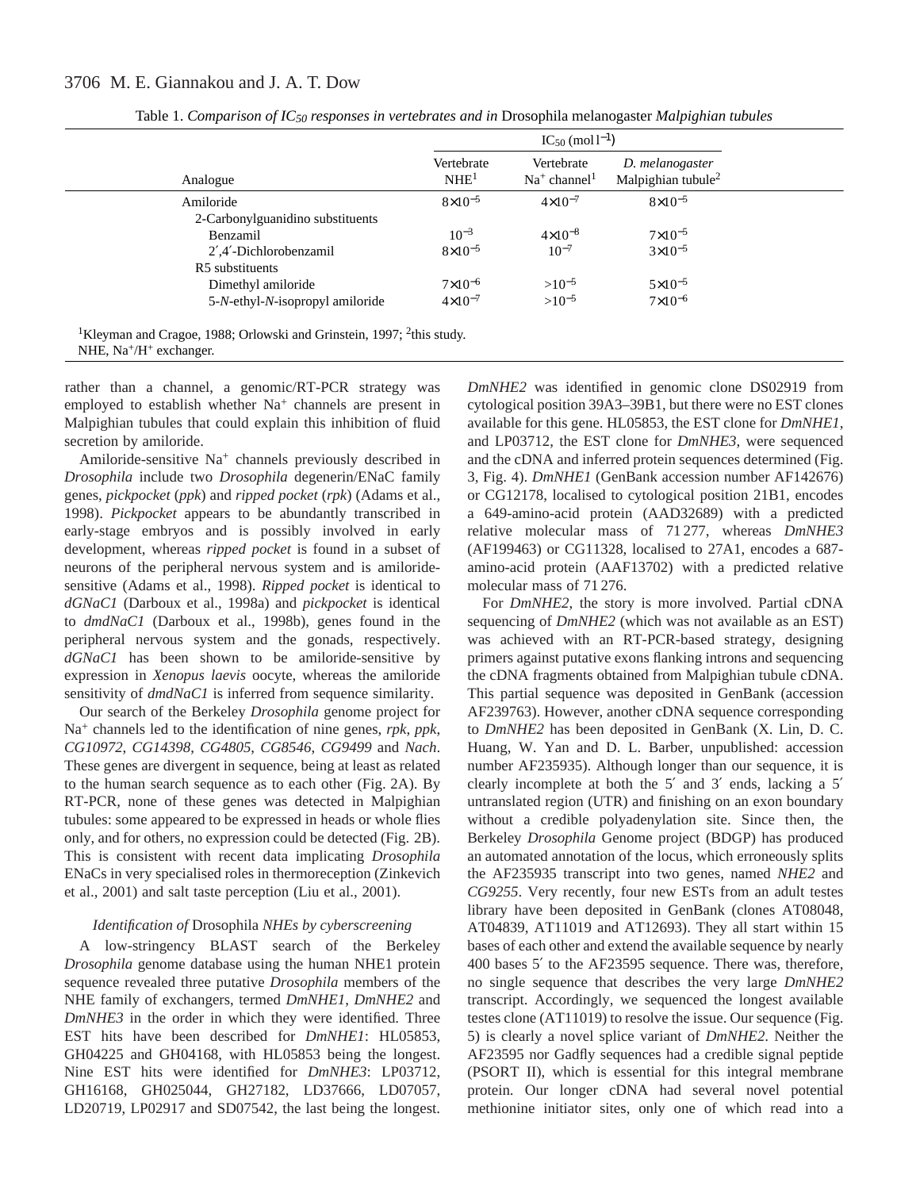Table 1. *Comparison of $IC_{50}$ responses in vertebrates and in* Drosophila melanogaster *Malpighian tubules*

| Analogue | $IC_{50}$ (mol $l^{-1}$) | | |
|---|---|---|---|
| | Vertebrate NHE[1] | Vertebrate $Na^+$ channel[1] | *D. melanogaster* Malpighian tubule[2] |
| Amiloride | $8\times10^{-5}$ | $4\times10^{-7}$ | $8\times10^{-5}$ |
| 2-Carbonylguanidino substituents | | | |
| Benzamil | $10^{-3}$ | $4\times10^{-8}$ | $7\times10^{-5}$ |
| 2′,4′-Dichlorobenzamil | $8\times10^{-5}$ | $10^{-7}$ | $3\times10^{-5}$ |
| R5 substituents | | | |
| Dimethyl amiloride | $7\times10^{-6}$ | $>10^{-5}$ | $5\times10^{-5}$ |
| 5-*N*-ethyl-*N*-isopropyl amiloride | $4\times10^{-7}$ | $>10^{-5}$ | $7\times10^{-6}$ |

[1]Kleyman and Cragoe, 1988; Orlowski and Grinstein, 1997; [2]this study.
NHE, $Na^+/H^+$ exchanger.

rather than a channel, a genomic/RT-PCR strategy was employed to establish whether $Na^+$ channels are present in Malpighian tubules that could explain this inhibition of fluid secretion by amiloride.

Amiloride-sensitive $Na^+$ channels previously described in *Drosophila* include two *Drosophila* degenerin/ENaC family genes, *pickpocket* (*ppk*) and *ripped pocket* (*rpk*) (Adams et al., 1998). *Pickpocket* appears to be abundantly transcribed in early-stage embryos and is possibly involved in early development, whereas *ripped pocket* is found in a subset of neurons of the peripheral nervous system and is amiloride-sensitive (Adams et al., 1998). *Ripped pocket* is identical to *dGNaC1* (Darboux et al., 1998a) and *pickpocket* is identical to *dmdNaC1* (Darboux et al., 1998b), genes found in the peripheral nervous system and the gonads, respectively. *dGNaC1* has been shown to be amiloride-sensitive by expression in *Xenopus laevis* oocyte, whereas the amiloride sensitivity of *dmdNaC1* is inferred from sequence similarity.

Our search of the Berkeley *Drosophila* genome project for $Na^+$ channels led to the identification of nine genes, *rpk*, *ppk*, *CG10972*, *CG14398*, *CG4805*, *CG8546*, *CG9499* and *Nach*. These genes are divergent in sequence, being at least as related to the human search sequence as to each other (Fig. 2A). By RT-PCR, none of these genes was detected in Malpighian tubules: some appeared to be expressed in heads or whole flies only, and for others, no expression could be detected (Fig. 2B). This is consistent with recent data implicating *Drosophila* ENaCs in very specialised roles in thermoreception (Zinkevich et al., 2001) and salt taste perception (Liu et al., 2001).

### *Identification of* Drosophila *NHEs by cyberscreening*

A low-stringency BLAST search of the Berkeley *Drosophila* genome database using the human NHE1 protein sequence revealed three putative *Drosophila* members of the NHE family of exchangers, termed *DmNHE1*, *DmNHE2* and *DmNHE3* in the order in which they were identified. Three EST hits have been described for *DmNHE1*: HL05853, GH04225 and GH04168, with HL05853 being the longest. Nine EST hits were identified for *DmNHE3*: LP03712, GH16168, GH025044, GH27182, LD37666, LD07057, LD20719, LP02917 and SD07542, the last being the longest. *DmNHE2* was identified in genomic clone DS02919 from cytological position 39A3–39B1, but there were no EST clones available for this gene. HL05853, the EST clone for *DmNHE1*, and LP03712, the EST clone for *DmNHE3*, were sequenced and the cDNA and inferred protein sequences determined (Fig. 3, Fig. 4). *DmNHE1* (GenBank accession number AF142676) or CG12178, localised to cytological position 21B1, encodes a 649-amino-acid protein (AAD32689) with a predicted relative molecular mass of 71 277, whereas *DmNHE3* (AF199463) or CG11328, localised to 27A1, encodes a 687-amino-acid protein (AAF13702) with a predicted relative molecular mass of 71 276.

For *DmNHE2*, the story is more involved. Partial cDNA sequencing of *DmNHE2* (which was not available as an EST) was achieved with an RT-PCR-based strategy, designing primers against putative exons flanking introns and sequencing the cDNA fragments obtained from Malpighian tubule cDNA. This partial sequence was deposited in GenBank (accession AF239763). However, another cDNA sequence corresponding to *DmNHE2* has been deposited in GenBank (X. Lin, D. C. Huang, W. Yan and D. L. Barber, unpublished: accession number AF235935). Although longer than our sequence, it is clearly incomplete at both the 5′ and 3′ ends, lacking a 5′ untranslated region (UTR) and finishing on an exon boundary without a credible polyadenylation site. Since then, the Berkeley *Drosophila* Genome project (BDGP) has produced an automated annotation of the locus, which erroneously splits the AF235935 transcript into two genes, named *NHE2* and *CG9255*. Very recently, four new ESTs from an adult testes library have been deposited in GenBank (clones AT08048, AT04839, AT11019 and AT12693). They all start within 15 bases of each other and extend the available sequence by nearly 400 bases 5′ to the AF23595 sequence. There was, therefore, no single sequence that describes the very large *DmNHE2* transcript. Accordingly, we sequenced the longest available testes clone (AT11019) to resolve the issue. Our sequence (Fig. 5) is clearly a novel splice variant of *DmNHE2*. Neither the AF23595 nor Gadfly sequences had a credible signal peptide (PSORT II), which is essential for this integral membrane protein. Our longer cDNA had several novel potential methionine initiator sites, only one of which read into a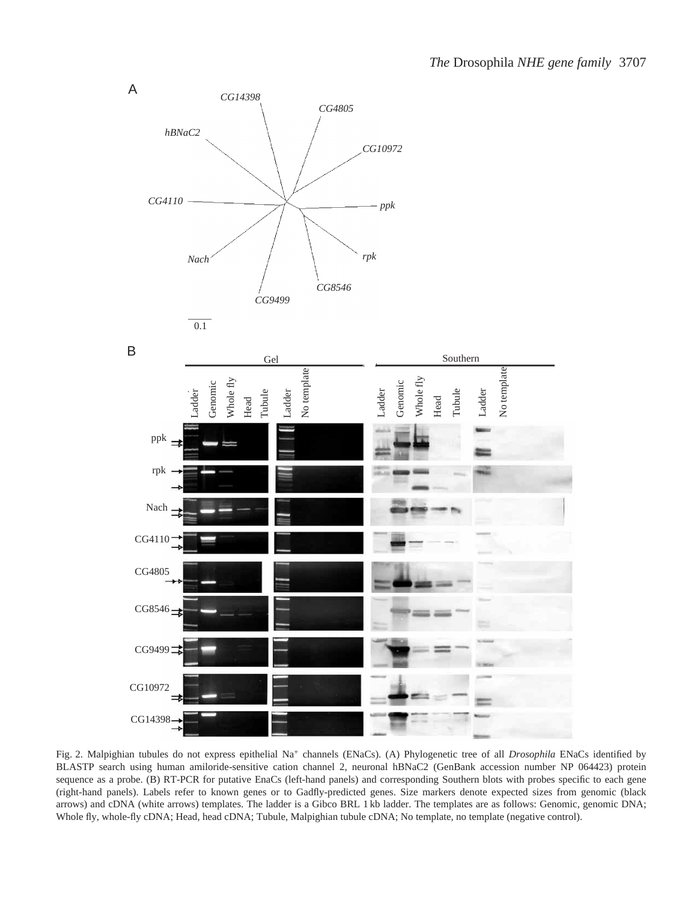Fig. 2. Malpighian tubules do not express epithelial Na+ channels (ENaCs). (A) Phylogenetic tree of all *Drosophila* ENaCs identified by BLASTP search using human amiloride-sensitive cation channel 2, neuronal hBNaC2 (GenBank accession number NP 064423) protein sequence as a probe. (B) RT-PCR for putative EnaCs (left-hand panels) and corresponding Southern blots with probes specific to each gene (right-hand panels). Labels refer to known genes or to Gadfly-predicted genes. Size markers denote expected sizes from genomic (black arrows) and cDNA (white arrows) templates. The ladder is a Gibco BRL 1 kb ladder. The templates are as follows: Genomic, genomic DNA; Whole fly, whole-fly cDNA; Head, head cDNA; Tubule, Malpighian tubule cDNA; No template, no template (negative control).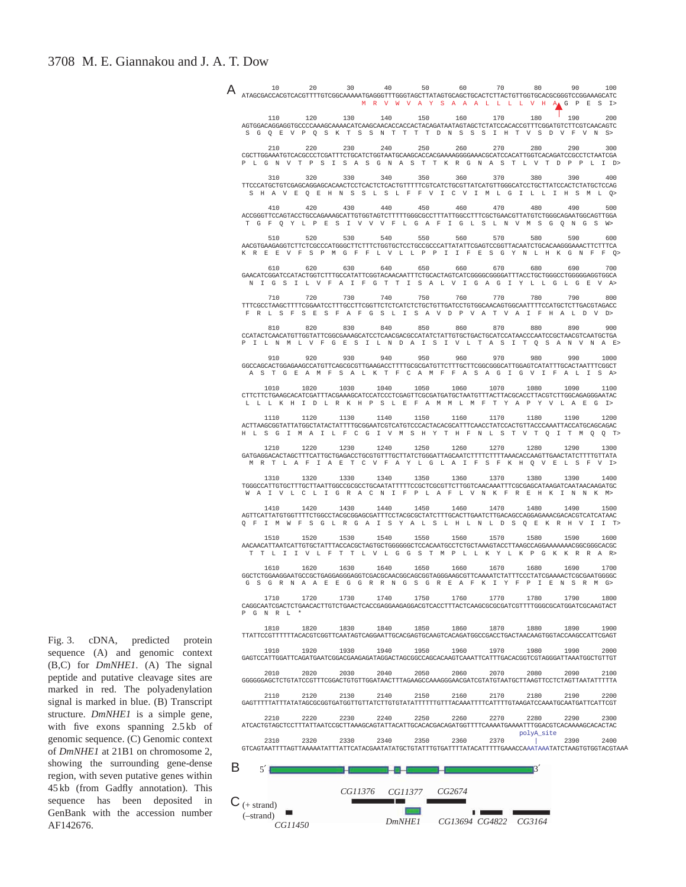Fig. 3. cDNA, predicted protein sequence (A) and genomic context (B,C) for *DmNHE1*. (A) The signal peptide and putative cleavage sites are marked in red. The polyadenylation signal is marked in blue. (B) Transcript structure. *DmNHE1* is a simple gene, with five exons spanning 2.5 kb of genomic sequence. (C) Genomic context of *DmNHE1* at 21B1 on chromosome 2, showing the surrounding gene-dense region, with seven putative genes within 45 kb (from Gadfly annotation). This sequence has been deposited in GenBank with the accession number AF142676.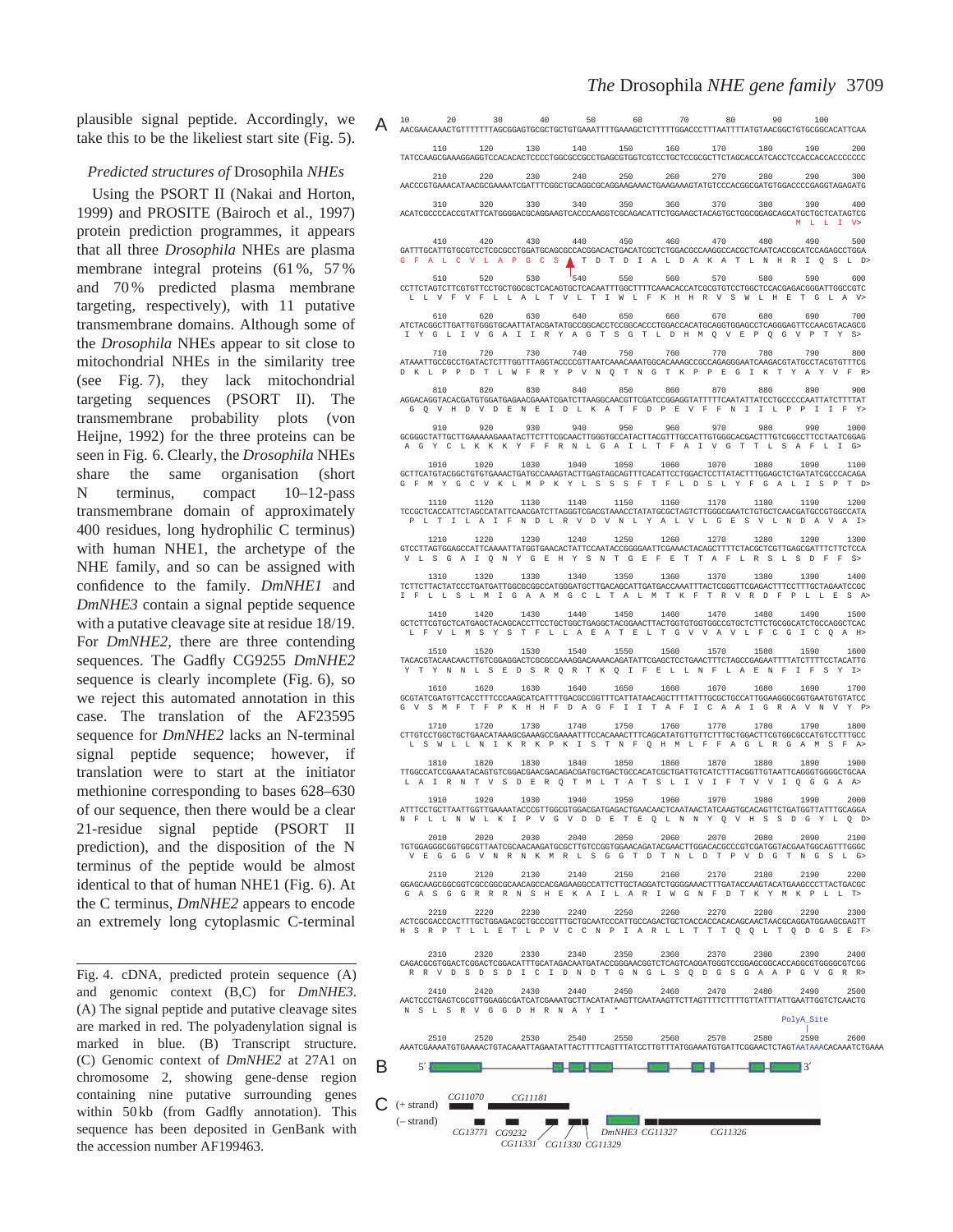plausible signal peptide. Accordingly, we take this to be the likeliest start site (Fig. 5).

### *Predicted structures of* Drosophila *NHEs*

Using the PSORT II (Nakai and Horton, 1999) and PROSITE (Bairoch et al., 1997) protein prediction programmes, it appears that all three *Drosophila* NHEs are plasma membrane integral proteins (61 %, 57 % and 70 % predicted plasma membrane targeting, respectively), with 11 putative transmembrane domains. Although some of the *Drosophila* NHEs appear to sit close to mitochondrial NHEs in the similarity tree (see Fig. 7), they lack mitochondrial targeting sequences (PSORT II). The transmembrane probability plots (von Heijne, 1992) for the three proteins can be seen in Fig. 6. Clearly, the *Drosophila* NHEs share the same organisation (short N terminus, compact 10–12-pass transmembrane domain of approximately 400 residues, long hydrophilic C terminus) with human NHE1, the archetype of the NHE family, and so can be assigned with confidence to the family. *DmNHE1* and *DmNHE3* contain a signal peptide sequence with a putative cleavage site at residue 18/19. For *DmNHE2*, there are three contending sequences. The Gadfly CG9255 *DmNHE2* sequence is clearly incomplete (Fig. 6), so we reject this automated annotation in this case. The translation of the AF23595 sequence for *DmNHE2* lacks an N-terminal signal peptide sequence; however, if translation were to start at the initiator methionine corresponding to bases 628–630 of our sequence, then there would be a clear 21-residue signal peptide (PSORT II prediction), and the disposition of the N terminus of the peptide would be almost identical to that of human NHE1 (Fig. 6). At the C terminus, *DmNHE2* appears to encode an extremely long cytoplasmic C-terminal

Fig. 4. cDNA, predicted protein sequence (A) and genomic context (B,C) for *DmNHE3*. (A) The signal peptide and putative cleavage sites are marked in red. The polyadenylation signal is marked in blue. (B) Transcript structure. (C) Genomic context of *DmNHE2* at 27A1 on chromosome 2, showing gene-dense region containing nine putative surrounding genes within 50 kb (from Gadfly annotation). This sequence has been deposited in GenBank with the accession number AF199463.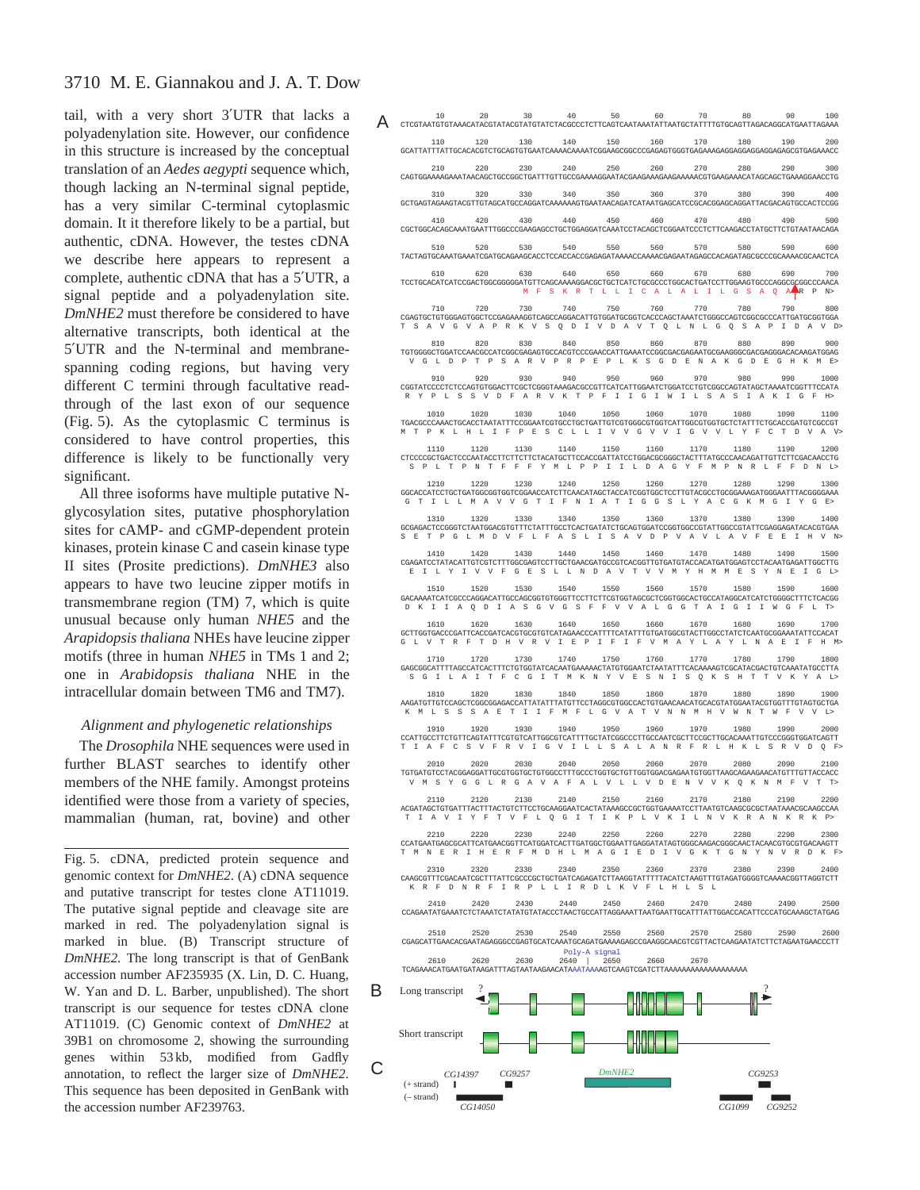tail, with a very short 3′UTR that lacks a polyadenylation site. However, our confidence in this structure is increased by the conceptual translation of an *Aedes aegypti* sequence which, though lacking an N-terminal signal peptide, has a very similar C-terminal cytoplasmic domain. It it therefore likely to be a partial, but authentic, cDNA. However, the testes cDNA we describe here appears to represent a complete, authentic cDNA that has a 5′UTR, a signal peptide and a polyadenylation site. *DmNHE2* must therefore be considered to have alternative transcripts, both identical at the 5′UTR and the N-terminal and membrane-spanning coding regions, but having very different C termini through facultative read-through of the last exon of our sequence (Fig. 5). As the cytoplasmic C terminus is considered to have control properties, this difference is likely to be functionally very significant.

All three isoforms have multiple putative N-glycosylation sites, putative phosphorylation sites for cAMP- and cGMP-dependent protein kinases, protein kinase C and casein kinase type II sites (Prosite predictions). *DmNHE3* also appears to have two leucine zipper motifs in transmembrane region (TM) 7, which is quite unusual because only human *NHE5* and the *Arapidopsis thaliana* NHEs have leucine zipper motifs (three in human *NHE5* in TMs 1 and 2; one in *Arabidopsis thaliana* NHE in the intracellular domain between TM6 and TM7).

### *Alignment and phylogenetic relationships*

The *Drosophila* NHE sequences were used in further BLAST searches to identify other members of the NHE family. Amongst proteins identified were those from a variety of species, mammalian (human, rat, bovine) and other

Fig. 5. cDNA, predicted protein sequence and genomic context for *DmNHE2*. (A) cDNA sequence and putative transcript for testes clone AT11019. The putative signal peptide and cleavage site are marked in red. The polyadenylation signal is marked in blue. (B) Transcript structure of *DmNHE2*. The long transcript is that of GenBank accession number AF235935 (X. Lin, D. C. Huang, W. Yan and D. L. Barber, unpublished). The short transcript is our sequence for testes cDNA clone AT11019. (C) Genomic context of *DmNHE2* at 39B1 on chromosome 2, showing the surrounding genes within 53 kb, modified from Gadfly annotation, to reflect the larger size of *DmNHE2*. This sequence has been deposited in GenBank with the accession number AF239763.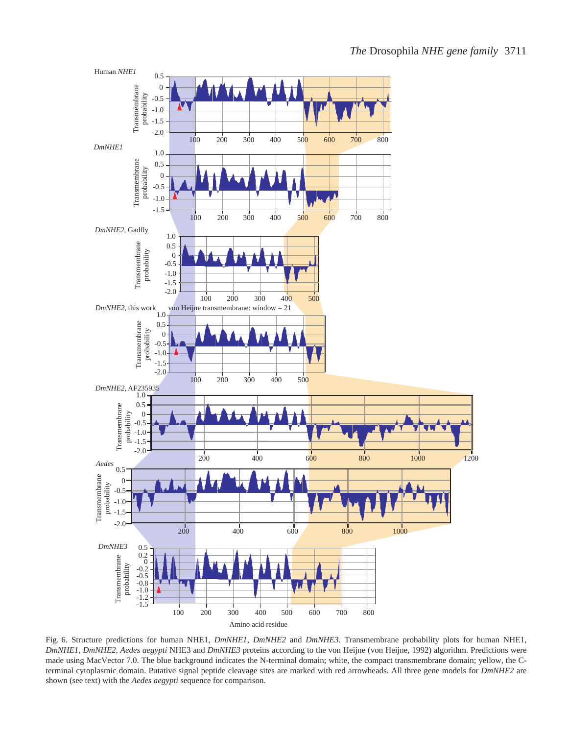Fig. 6. Structure predictions for human NHE1, *DmNHE1*, *DmNHE2* and *DmNHE3*. Transmembrane probability plots for human NHE1, *DmNHE1*, *DmNHE2*, *Aedes aegypti* NHE3 and *DmNHE3* proteins according to the von Heijne (von Heijne, 1992) algorithm. Predictions were made using MacVector 7.0. The blue background indicates the N-terminal domain; white, the compact transmembrane domain; yellow, the C-terminal cytoplasmic domain. Putative signal peptide cleavage sites are marked with red arrowheads. All three gene models for *DmNHE2* are shown (see text) with the *Aedes aegypti* sequence for comparison.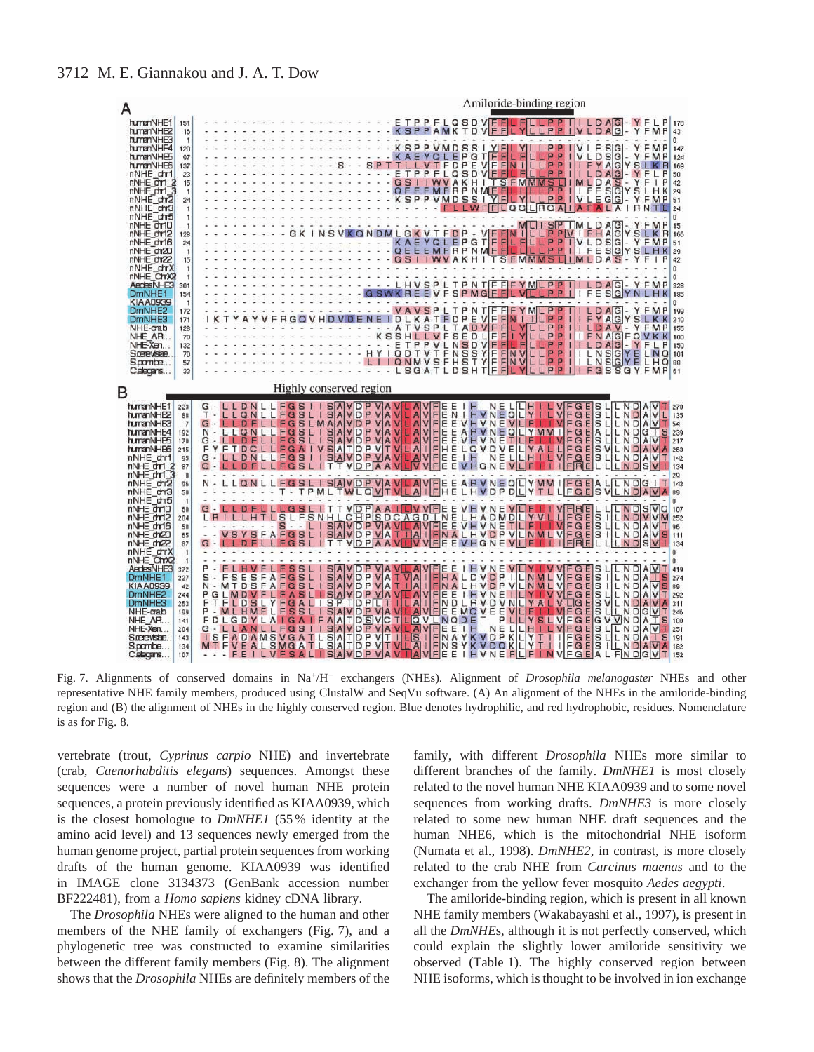Fig. 7. Alignments of conserved domains in Na+/H+ exchangers (NHEs). Alignment of *Drosophila melanogaster* NHEs and other representative NHE family members, produced using ClustalW and SeqVu software. (A) An alignment of the NHEs in the amiloride-binding region and (B) the alignment of NHEs in the highly conserved region. Blue denotes hydrophilic, and red hydrophobic, residues. Nomenclature is as for Fig. 8.

vertebrate (trout, *Cyprinus carpio* NHE) and invertebrate (crab, *Caenorhabditis elegans*) sequences. Amongst these sequences were a number of novel human NHE protein sequences, a protein previously identified as KIAA0939, which is the closest homologue to *DmNHE1* (55 % identity at the amino acid level) and 13 sequences newly emerged from the human genome project, partial protein sequences from working drafts of the human genome. KIAA0939 was identified in IMAGE clone 3134373 (GenBank accession number BF222481), from a *Homo sapiens* kidney cDNA library.

The *Drosophila* NHEs were aligned to the human and other members of the NHE family of exchangers (Fig. 7), and a phylogenetic tree was constructed to examine similarities between the different family members (Fig. 8). The alignment shows that the *Drosophila* NHEs are definitely members of the family, with different *Drosophila* NHEs more similar to different branches of the family. *DmNHE1* is most closely related to the novel human NHE KIAA0939 and to some novel sequences from working drafts. *DmNHE3* is more closely related to some new human NHE draft sequences and the human NHE6, which is the mitochondrial NHE isoform (Numata et al., 1998). *DmNHE2*, in contrast, is more closely related to the crab NHE from *Carcinus maenas* and to the exchanger from the yellow fever mosquito *Aedes aegypti*.

The amiloride-binding region, which is present in all known NHE family members (Wakabayashi et al., 1997), is present in all the *DmNHE*s, although it is not perfectly conserved, which could explain the slightly lower amiloride sensitivity we observed (Table 1). The highly conserved region between NHE isoforms, which is thought to be involved in ion exchange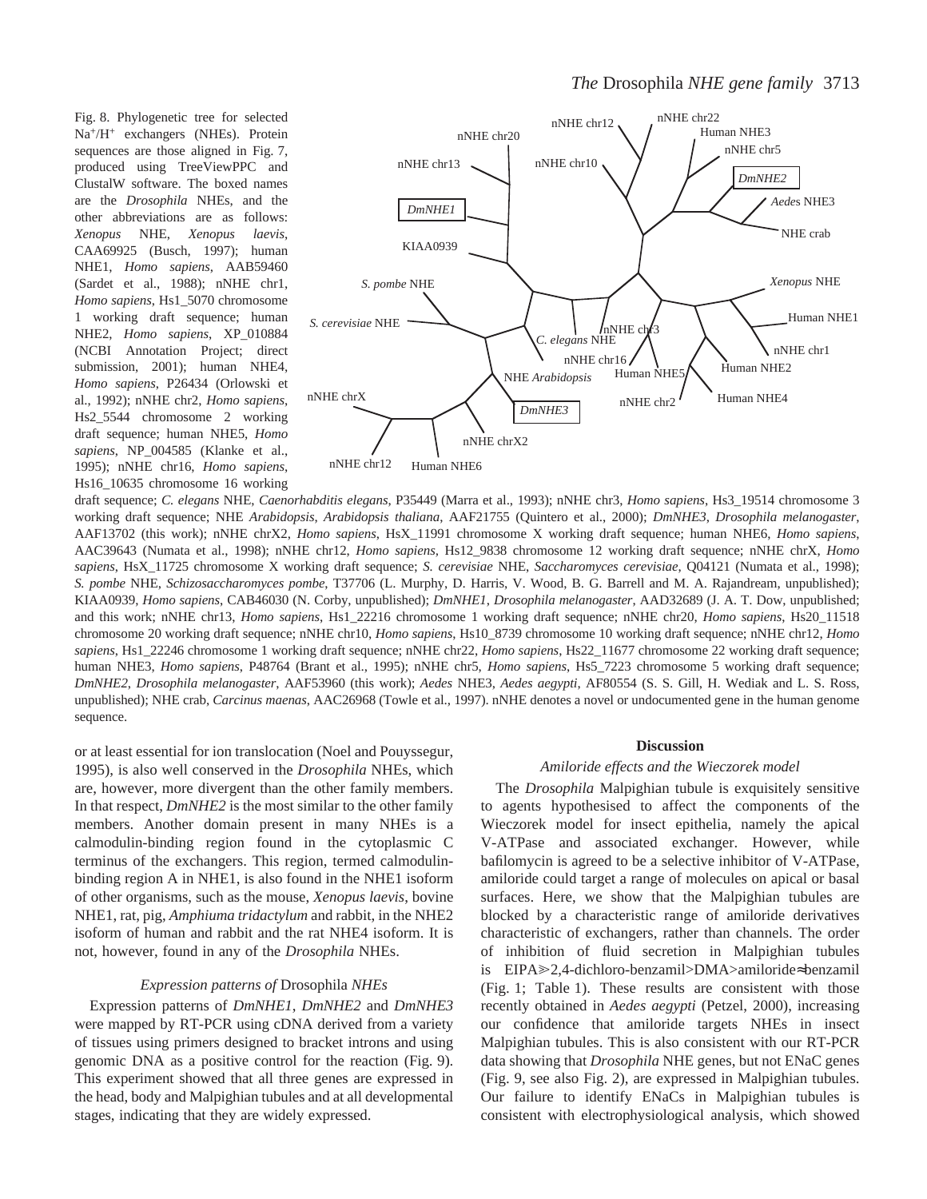Fig. 8. Phylogenetic tree for selected $Na^+/H^+$ exchangers (NHEs). Protein sequences are those aligned in Fig. 7, produced using TreeViewPPC and ClustalW software. The boxed names are the *Drosophila* NHEs, and the other abbreviations are as follows: *Xenopus* NHE, *Xenopus laevis*, CAA69925 (Busch, 1997); human NHE1, *Homo sapiens*, AAB59460 (Sardet et al., 1988); nNHE chr1, *Homo sapiens*, Hs1_5070 chromosome 1 working draft sequence; human NHE2, *Homo sapiens*, XP_010884 (NCBI Annotation Project; direct submission, 2001); human NHE4, *Homo sapiens*, P26434 (Orlowski et al., 1992); nNHE chr2, *Homo sapiens*, Hs2_5544 chromosome 2 working draft sequence; human NHE5, *Homo sapiens*, NP_004585 (Klanke et al., 1995); nNHE chr16, *Homo sapiens*, Hs16_10635 chromosome 16 working draft sequence; *C. elegans* NHE, *Caenorhabditis elegans*, P35449 (Marra et al., 1993); nNHE chr3, *Homo sapiens*, Hs3_19514 chromosome 3 working draft sequence; NHE *Arabidopsis*, *Arabidopsis thaliana*, AAF21755 (Quintero et al., 2000); *DmNHE3*, *Drosophila melanogaster*, AAF13702 (this work); nNHE chrX2, *Homo sapiens*, HsX_11991 chromosome X working draft sequence; human NHE6, *Homo sapiens*, AAC39643 (Numata et al., 1998); nNHE chr12, *Homo sapiens*, Hs12_9838 chromosome 12 working draft sequence; nNHE chrX, *Homo sapiens*, HsX_11725 chromosome X working draft sequence; *S. cerevisiae* NHE, *Saccharomyces cerevisiae*, Q04121 (Numata et al., 1998); *S. pombe* NHE, *Schizosaccharomyces pombe*, T37706 (L. Murphy, D. Harris, V. Wood, B. G. Barrell and M. A. Rajandream, unpublished); KIAA0939, *Homo sapiens*, CAB46030 (N. Corby, unpublished); *DmNHE1*, *Drosophila melanogaster*, AAD32689 (J. A. T. Dow, unpublished; and this work; nNHE chr13, *Homo sapiens*, Hs1_22216 chromosome 1 working draft sequence; nNHE chr20, *Homo sapiens*, Hs20_11518 chromosome 20 working draft sequence; nNHE chr10, *Homo sapiens*, Hs10_8739 chromosome 10 working draft sequence; nNHE chr12, *Homo sapiens*, Hs1_22246 chromosome 1 working draft sequence; nNHE chr22, *Homo sapiens*, Hs22_11677 chromosome 22 working draft sequence; human NHE3, *Homo sapiens*, P48764 (Brant et al., 1995); nNHE chr5, *Homo sapiens*, Hs5_7223 chromosome 5 working draft sequence; *DmNHE2*, *Drosophila melanogaster*, AAF53960 (this work); *Aedes* NHE3, *Aedes aegypti*, AF80554 (S. S. Gill, H. Wediak and L. S. Ross, unpublished); NHE crab, *Carcinus maenas*, AAC26968 (Towle et al., 1997). nNHE denotes a novel or undocumented gene in the human genome sequence.

or at least essential for ion translocation (Noel and Pouyssegur, 1995), is also well conserved in the *Drosophila* NHEs, which are, however, more divergent than the other family members. In that respect, *DmNHE2* is the most similar to the other family members. Another domain present in many NHEs is a calmodulin-binding region found in the cytoplasmic C terminus of the exchangers. This region, termed calmodulin-binding region A in NHE1, is also found in the NHE1 isoform of other organisms, such as the mouse, *Xenopus laevis*, bovine NHE1, rat, pig, *Amphiuma tridactylum* and rabbit, in the NHE2 isoform of human and rabbit and the rat NHE4 isoform. It is not, however, found in any of the *Drosophila* NHEs.

### *Expression patterns of* Drosophila *NHEs*

Expression patterns of *DmNHE1*, *DmNHE2* and *DmNHE3* were mapped by RT-PCR using cDNA derived from a variety of tissues using primers designed to bracket introns and using genomic DNA as a positive control for the reaction (Fig. 9). This experiment showed that all three genes are expressed in the head, body and Malpighian tubules and at all developmental stages, indicating that they are widely expressed.

## Discussion

### *Amiloride effects and the Wieczorek model*

The *Drosophila* Malpighian tubule is exquisitely sensitive to agents hypothesised to affect the components of the Wieczorek model for insect epithelia, namely the apical V-ATPase and associated exchanger. However, while bafilomycin is agreed to be a selective inhibitor of V-ATPase, amiloride could target a range of molecules on apical or basal surfaces. Here, we show that the Malpighian tubules are blocked by a characteristic range of amiloride derivatives characteristic of exchangers, rather than channels. The order of inhibition of fluid secretion in Malpighian tubules is EIPA≫2,4-dichloro-benzamil>DMA>amiloride≈benzamil (Fig. 1; Table 1). These results are consistent with those recently obtained in *Aedes aegypti* (Petzel, 2000), increasing our confidence that amiloride targets NHEs in insect Malpighian tubules. This is also consistent with our RT-PCR data showing that *Drosophila* NHE genes, but not ENaC genes (Fig. 9, see also Fig. 2), are expressed in Malpighian tubules. Our failure to identify ENaCs in Malpighian tubules is consistent with electrophysiological analysis, which showed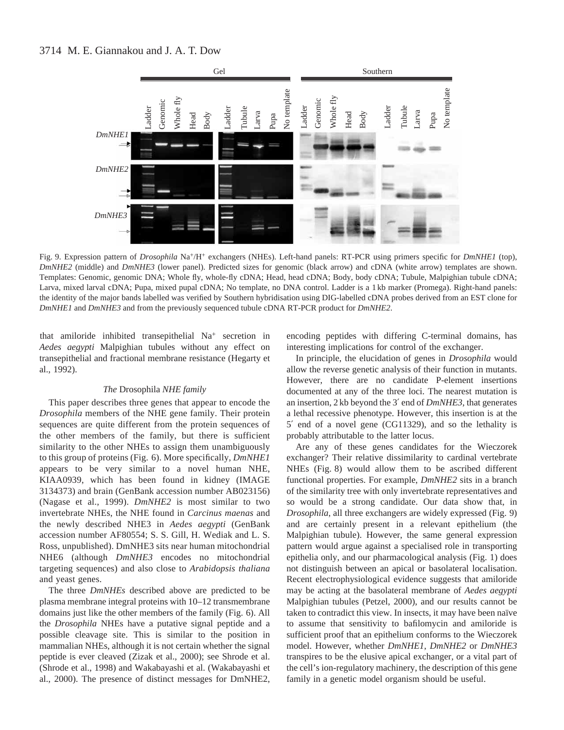Fig. 9. Expression pattern of *Drosophila* $Na^+/H^+$ exchangers (NHEs). Left-hand panels: RT-PCR using primers specific for *DmNHE1* (top), *DmNHE2* (middle) and *DmNHE3* (lower panel). Predicted sizes for genomic (black arrow) and cDNA (white arrow) templates are shown. Templates: Genomic, genomic DNA; Whole fly, whole-fly cDNA; Head, head cDNA; Body, body cDNA; Tubule, Malpighian tubule cDNA; Larva, mixed larval cDNA; Pupa, mixed pupal cDNA; No template, no DNA control. Ladder is a 1 kb marker (Promega). Right-hand panels: the identity of the major bands labelled was verified by Southern hybridisation using DIG-labelled cDNA probes derived from an EST clone for *DmNHE1* and *DmNHE3* and from the previously sequenced tubule cDNA RT-PCR product for *DmNHE2*.

that amiloride inhibited transepithelial $Na^+$ secretion in *Aedes aegypti* Malpighian tubules without any effect on transepithelial and fractional membrane resistance (Hegarty et al., 1992).

### *The* Drosophila *NHE family*

This paper describes three genes that appear to encode the *Drosophila* members of the NHE gene family. Their protein sequences are quite different from the protein sequences of the other members of the family, but there is sufficient similarity to the other NHEs to assign them unambiguously to this group of proteins (Fig. 6). More specifically, *DmNHE1* appears to be very similar to a novel human NHE, KIAA0939, which has been found in kidney (IMAGE 3134373) and brain (GenBank accession number AB023156) (Nagase et al., 1999). *DmNHE2* is most similar to two invertebrate NHEs, the NHE found in *Carcinus maenas* and the newly described NHE3 in *Aedes aegypti* (GenBank accession number AF80554; S. S. Gill, H. Wediak and L. S. Ross, unpublished). DmNHE3 sits near human mitochondrial NHE6 (although *DmNHE3* encodes no mitochondrial targeting sequences) and also close to *Arabidopsis thaliana* and yeast genes.

The three *DmNHEs* described above are predicted to be plasma membrane integral proteins with 10–12 transmembrane domains just like the other members of the family (Fig. 6). All the *Drosophila* NHEs have a putative signal peptide and a possible cleavage site. This is similar to the position in mammalian NHEs, although it is not certain whether the signal peptide is ever cleaved (Zizak et al., 2000); see Shrode et al. (Shrode et al., 1998) and Wakabayashi et al. (Wakabayashi et al., 2000). The presence of distinct messages for DmNHE2, encoding peptides with differing C-terminal domains, has interesting implications for control of the exchanger.

In principle, the elucidation of genes in *Drosophila* would allow the reverse genetic analysis of their function in mutants. However, there are no candidate P-element insertions documented at any of the three loci. The nearest mutation is an insertion, 2 kb beyond the 3′ end of *DmNHE3*, that generates a lethal recessive phenotype. However, this insertion is at the 5′ end of a novel gene (CG11329), and so the lethality is probably attributable to the latter locus.

Are any of these genes candidates for the Wieczorek exchanger? Their relative dissimilarity to cardinal vertebrate NHEs (Fig. 8) would allow them to be ascribed different functional properties. For example, *DmNHE2* sits in a branch of the similarity tree with only invertebrate representatives and so would be a strong candidate. Our data show that, in *Drosophila*, all three exchangers are widely expressed (Fig. 9) and are certainly present in a relevant epithelium (the Malpighian tubule). However, the same general expression pattern would argue against a specialised role in transporting epithelia only, and our pharmacological analysis (Fig. 1) does not distinguish between an apical or basolateral localisation. Recent electrophysiological evidence suggests that amiloride may be acting at the basolateral membrane of *Aedes aegypti* Malpighian tubules (Petzel, 2000), and our results cannot be taken to contradict this view. In insects, it may have been naïve to assume that sensitivity to bafilomycin and amiloride is sufficient proof that an epithelium conforms to the Wieczorek model. However, whether *DmNHE1*, *DmNHE2* or *DmNHE3* transpires to be the elusive apical exchanger, or a vital part of the cell's ion-regulatory machinery, the description of this gene family in a genetic model organism should be useful.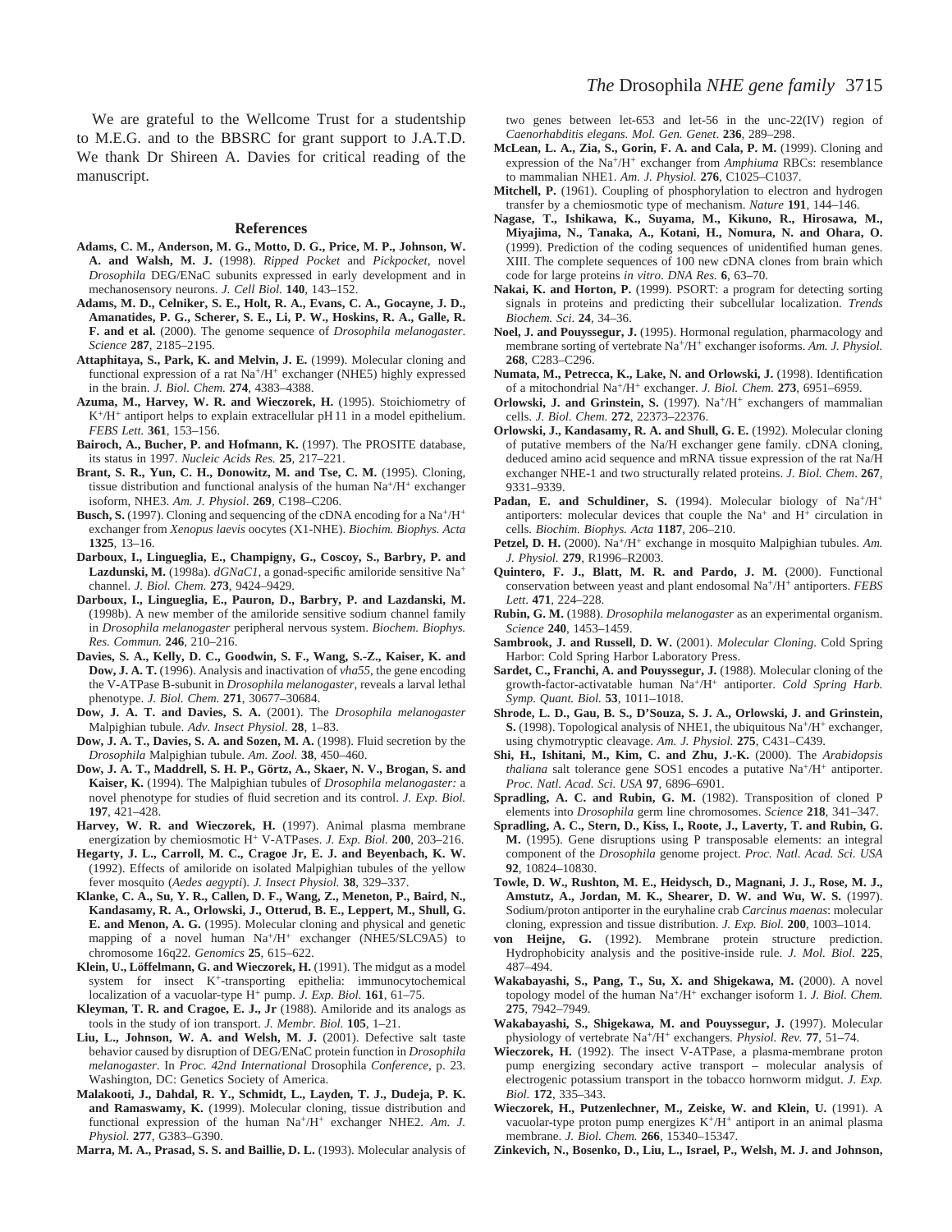We are grateful to the Wellcome Trust for a studentship to M.E.G. and to the BBSRC for grant support to J.A.T.D. We thank Dr Shireen A. Davies for critical reading of the manuscript.

## References

**Adams, C. M., Anderson, M. G., Motto, D. G., Price, M. P., Johnson, W. A. and Walsh, M. J.** (1998). *Ripped Pocket* and *Pickpocket*, novel *Drosophila* DEG/ENaC subunits expressed in early development and in mechanosensory neurons. *J. Cell Biol.* **140**, 143–152.

**Adams, M. D., Celniker, S. E., Holt, R. A., Evans, C. A., Gocayne, J. D., Amanatides, P. G., Scherer, S. E., Li, P. W., Hoskins, R. A., Galle, R. F. and et al.** (2000). The genome sequence of *Drosophila melanogaster*. *Science* **287**, 2185–2195.

**Attaphitaya, S., Park, K. and Melvin, J. E.** (1999). Molecular cloning and functional expression of a rat $Na^+/H^+$ exchanger (NHE5) highly expressed in the brain. *J. Biol. Chem.* **274**, 4383–4388.

**Azuma, M., Harvey, W. R. and Wieczorek, H.** (1995). Stoichiometry of $K^+/H^+$ antiport helps to explain extracellular pH 11 in a model epithelium. *FEBS Lett.* **361**, 153–156.

**Bairoch, A., Bucher, P. and Hofmann, K.** (1997). The PROSITE database, its status in 1997. *Nucleic Acids Res.* **25**, 217–221.

**Brant, S. R., Yun, C. H., Donowitz, M. and Tse, C. M.** (1995). Cloning, tissue distribution and functional analysis of the human $Na^+/H^+$ exchanger isoform, NHE3. *Am. J. Physiol*. **269**, C198–C206.

**Busch, S.** (1997). Cloning and sequencing of the cDNA encoding for a $Na^+/H^+$ exchanger from *Xenopus laevis* oocytes (X1-NHE). *Biochim. Biophys. Acta* **1325**, 13–16.

**Darboux, I., Lingueglia, E., Champigny, G., Coscoy, S., Barbry, P. and Lazdunski, M.** (1998a). *dGNaC1*, a gonad-specific amiloride sensitive $Na^+$ channel. *J. Biol. Chem.* **273**, 9424–9429.

**Darboux, I., Lingueglia, E., Pauron, D., Barbry, P. and Lazdanski, M.** (1998b). A new member of the amiloride sensitive sodium channel family in *Drosophila melanogaster* peripheral nervous system. *Biochem. Biophys. Res. Commun.* **246**, 210–216.

**Davies, S. A., Kelly, D. C., Goodwin, S. F., Wang, S.-Z., Kaiser, K. and Dow, J. A. T.** (1996). Analysis and inactivation of *vha55*, the gene encoding the V-ATPase B-subunit in *Drosophila melanogaster*, reveals a larval lethal phenotype. *J. Biol. Chem.* **271**, 30677–30684.

**Dow, J. A. T. and Davies, S. A.** (2001). The *Drosophila melanogaster* Malpighian tubule. *Adv. Insect Physiol.* **28**, 1–83.

**Dow, J. A. T., Davies, S. A. and Sozen, M. A.** (1998). Fluid secretion by the *Drosophila* Malpighian tubule. *Am. Zool.* **38**, 450–460.

**Dow, J. A. T., Maddrell, S. H. P., Görtz, A., Skaer, N. V., Brogan, S. and Kaiser, K.** (1994). The Malpighian tubules of *Drosophila melanogaster:* a novel phenotype for studies of fluid secretion and its control. *J. Exp. Biol.* **197**, 421–428.

**Harvey, W. R. and Wieczorek, H.** (1997). Animal plasma membrane energization by chemiosmotic $H^+$ V-ATPases. *J. Exp. Biol.* **200**, 203–216.

**Hegarty, J. L., Carroll, M. C., Cragoe Jr, E. J. and Beyenbach, K. W.** (1992). Effects of amiloride on isolated Malpighian tubules of the yellow fever mosquito (*Aedes aegypti*). *J. Insect Physiol.* **38**, 329–337.

**Klanke, C. A., Su, Y. R., Callen, D. F., Wang, Z., Meneton, P., Baird, N., Kandasamy, R. A., Orlowski, J., Otterud, B. E., Leppert, M., Shull, G. E. and Menon, A. G.** (1995). Molecular cloning and physical and genetic mapping of a novel human $Na^+/H^+$ exchanger (NHE5/SLC9A5) to chromosome 16q22. *Genomics* **25**, 615–622.

**Klein, U., Löffelmann, G. and Wieczorek, H.** (1991). The midgut as a model system for insect $K^+$-transporting epithelia: immunocytochemical localization of a vacuolar-type $H^+$ pump. *J. Exp. Biol.* **161**, 61–75.

**Kleyman, T. R. and Cragoe, E. J., Jr** (1988). Amiloride and its analogs as tools in the study of ion transport. *J. Membr. Biol.* **105**, 1–21.

**Liu, L., Johnson, W. A. and Welsh, M. J.** (2001). Defective salt taste behavior caused by disruption of DEG/ENaC protein function in *Drosophila melanogaster*. In *Proc. 42nd International* Drosophila *Conference*, p. 23. Washington, DC: Genetics Society of America.

**Malakooti, J., Dahdal, R. Y., Schmidt, L., Layden, T. J., Dudeja, P. K. and Ramaswamy, K.** (1999). Molecular cloning, tissue distribution and functional expression of the human $Na^+/H^+$ exchanger NHE2. *Am. J. Physiol.* **277**, G383–G390.

**Marra, M. A., Prasad, S. S. and Baillie, D. L.** (1993). Molecular analysis of two genes between let-653 and let-56 in the unc-22(IV) region of *Caenorhabditis elegans. Mol. Gen. Genet*. **236**, 289–298.

**McLean, L. A., Zia, S., Gorin, F. A. and Cala, P. M.** (1999). Cloning and expression of the $Na^+/H^+$ exchanger from *Amphiuma* RBCs: resemblance to mammalian NHE1. *Am. J. Physiol.* **276**, C1025–C1037.

**Mitchell, P.** (1961). Coupling of phosphorylation to electron and hydrogen transfer by a chemiosmotic type of mechanism. *Nature* **191**, 144–146.

**Nagase, T., Ishikawa, K., Suyama, M., Kikuno, R., Hirosawa, M., Miyajima, N., Tanaka, A., Kotani, H., Nomura, N. and Ohara, O.** (1999). Prediction of the coding sequences of unidentified human genes. XIII. The complete sequences of 100 new cDNA clones from brain which code for large proteins *in vitro*. *DNA Res.* **6**, 63–70.

**Nakai, K. and Horton, P.** (1999). PSORT: a program for detecting sorting signals in proteins and predicting their subcellular localization. *Trends Biochem. Sci*. **24**, 34–36.

**Noel, J. and Pouyssegur, J.** (1995). Hormonal regulation, pharmacology and membrane sorting of vertebrate $Na^+/H^+$ exchanger isoforms. *Am. J. Physiol.* **268**, C283–C296.

**Numata, M., Petrecca, K., Lake, N. and Orlowski, J.** (1998). Identification of a mitochondrial $Na^+/H^+$ exchanger. *J. Biol. Chem.* **273**, 6951–6959.

**Orlowski, J. and Grinstein, S.** (1997). $Na^+/H^+$ exchangers of mammalian cells. *J. Biol. Chem.* **272**, 22373–22376.

**Orlowski, J., Kandasamy, R. A. and Shull, G. E.** (1992). Molecular cloning of putative members of the Na/H exchanger gene family. cDNA cloning, deduced amino acid sequence and mRNA tissue expression of the rat Na/H exchanger NHE-1 and two structurally related proteins. *J. Biol. Chem*. **267**, 9331–9339.

**Padan, E. and Schuldiner, S.** (1994). Molecular biology of $Na^+/H^+$ antiporters: molecular devices that couple the $Na^+$ and $H^+$ circulation in cells. *Biochim. Biophys. Acta* **1187**, 206–210.

**Petzel, D. H.** (2000). $Na^+/H^+$ exchange in mosquito Malpighian tubules. *Am. J. Physiol.* **279**, R1996–R2003.

**Quintero, F. J., Blatt, M. R. and Pardo, J. M.** (2000). Functional conservation between yeast and plant endosomal $Na^+/H^+$ antiporters. *FEBS Lett*. **471**, 224–228.

**Rubin, G. M.** (1988). *Drosophila melanogaster* as an experimental organism. *Science* **240**, 1453–1459.

**Sambrook, J. and Russell, D. W.** (2001). *Molecular Cloning*. Cold Spring Harbor: Cold Spring Harbor Laboratory Press.

**Sardet, C., Franchi, A. and Pouyssegur, J.** (1988). Molecular cloning of the growth-factor-activatable human $Na^+/H^+$ antiporter. *Cold Spring Harb. Symp. Quant. Biol.* **53**, 1011–1018.

**Shrode, L. D., Gau, B. S., D'Souza, S. J. A., Orlowski, J. and Grinstein, S.** (1998). Topological analysis of NHE1, the ubiquitous $Na^+/H^+$ exchanger, using chymotryptic cleavage. *Am. J. Physiol.* **275**, C431–C439.

**Shi, H., Ishitani, M., Kim, C. and Zhu, J.-K.** (2000). The *Arabidopsis thaliana* salt tolerance gene SOS1 encodes a putative $Na^+/H^+$ antiporter. *Proc. Natl. Acad. Sci. USA* **97**, 6896–6901.

**Spradling, A. C. and Rubin, G. M.** (1982). Transposition of cloned P elements into *Drosophila* germ line chromosomes. *Science* **218**, 341–347.

**Spradling, A. C., Stern, D., Kiss, I., Roote, J., Laverty, T. and Rubin, G. M.** (1995). Gene disruptions using P transposable elements: an integral component of the *Drosophila* genome project. *Proc. Natl. Acad. Sci. USA* **92**, 10824–10830.

**Towle, D. W., Rushton, M. E., Heidysch, D., Magnani, J. J., Rose, M. J., Amstutz, A., Jordan, M. K., Shearer, D. W. and Wu, W. S.** (1997). Sodium/proton antiporter in the euryhaline crab *Carcinus maenas*: molecular cloning, expression and tissue distribution. *J. Exp. Biol.* **200**, 1003–1014.

**von Heijne, G.** (1992). Membrane protein structure prediction. Hydrophobicity analysis and the positive-inside rule. *J. Mol. Biol.* **225**, 487–494.

**Wakabayashi, S., Pang, T., Su, X. and Shigekawa, M.** (2000). A novel topology model of the human $Na^+/H^+$ exchanger isoform 1. *J. Biol. Chem.* **275**, 7942–7949.

**Wakabayashi, S., Shigekawa, M. and Pouyssegur, J.** (1997). Molecular physiology of vertebrate $Na^+/H^+$ exchangers. *Physiol. Rev.* **77**, 51–74.

**Wieczorek, H.** (1992). The insect V-ATPase, a plasma-membrane proton pump energizing secondary active transport – molecular analysis of electrogenic potassium transport in the tobacco hornworm midgut. *J. Exp. Biol.* **172**, 335–343.

**Wieczorek, H., Putzenlechner, M., Zeiske, W. and Klein, U.** (1991). A vacuolar-type proton pump energizes $K^+/H^+$ antiport in an animal plasma membrane. *J. Biol. Chem.* **266**, 15340–15347.

**Zinkevich, N., Bosenko, D., Liu, L., Israel, P., Welsh, M. J. and Johnson,**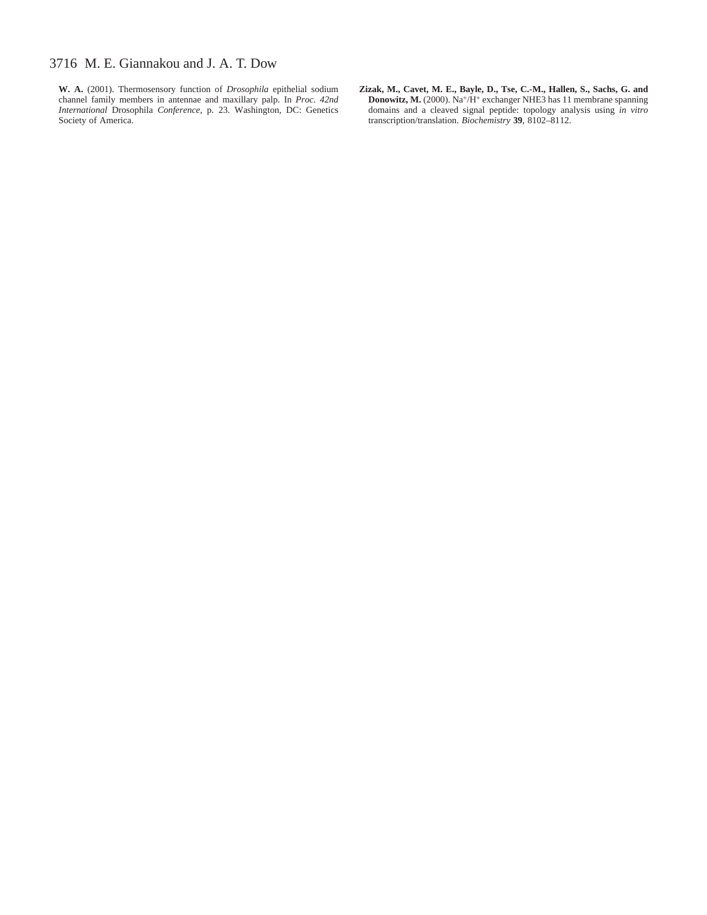**W. A.** (2001). Thermosensory function of *Drosophila* epithelial sodium channel family members in antennae and maxillary palp. In *Proc. 42nd International* Drosophila *Conference*, p. 23. Washington, DC: Genetics Society of America.

**Zizak, M., Cavet, M. E., Bayle, D., Tse, C.-M., Hallen, S., Sachs, G. and Donowitz, M.** (2000). $Na^+/H^+$ exchanger NHE3 has 11 membrane spanning domains and a cleaved signal peptide: topology analysis using *in vitro* transcription/translation. *Biochemistry* **39**, 8102–8112.